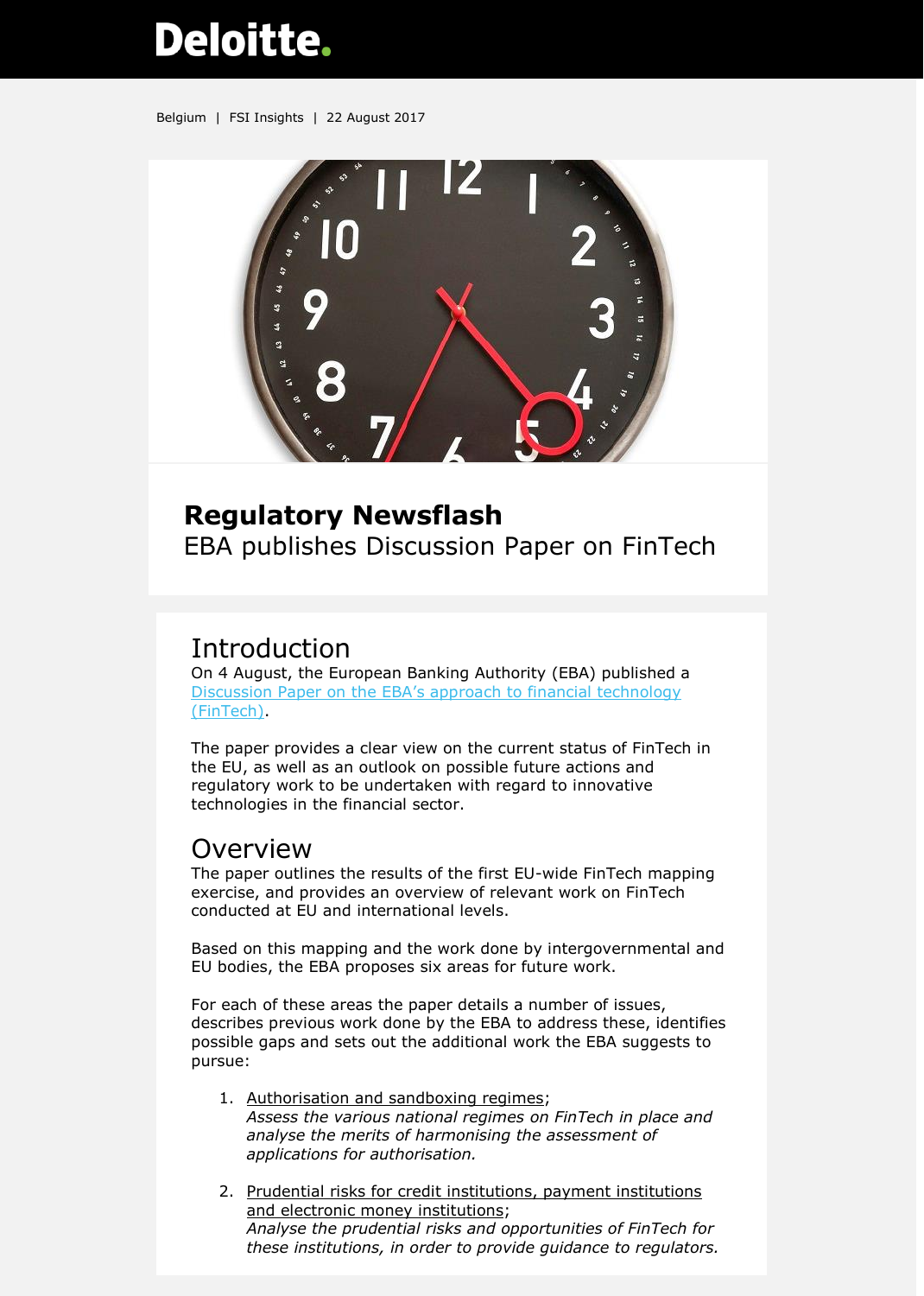Deloitte.

Belgium | FSI Insights | 22 August 2017

# Regulatory Newsflash

EBA publishes Discussion Paper on FinTech

## Introduction

On 4 August, the European Banking Authority (EBA) published a [Discussion Paper on the EBA's approach to financial technology (FinTech)](#).

The paper provides a clear view on the current status of FinTech in the EU, as well as an outlook on possible future actions and regulatory work to be undertaken with regard to innovative technologies in the financial sector.

## Overview

The paper outlines the results of the first EU-wide FinTech mapping exercise, and provides an overview of relevant work on FinTech conducted at EU and international levels.

Based on this mapping and the work done by intergovernmental and EU bodies, the EBA proposes six areas for future work.

For each of these areas the paper details a number of issues, describes previous work done by the EBA to address these, identifies possible gaps and sets out the additional work the EBA suggests to pursue:

1. Authorisation and sandboxing regimes;
   *Assess the various national regimes on FinTech in place and analyse the merits of harmonising the assessment of applications for authorisation.*

2. Prudential risks for credit institutions, payment institutions and electronic money institutions;
   *Analyse the prudential risks and opportunities of FinTech for these institutions, in order to provide guidance to regulators.*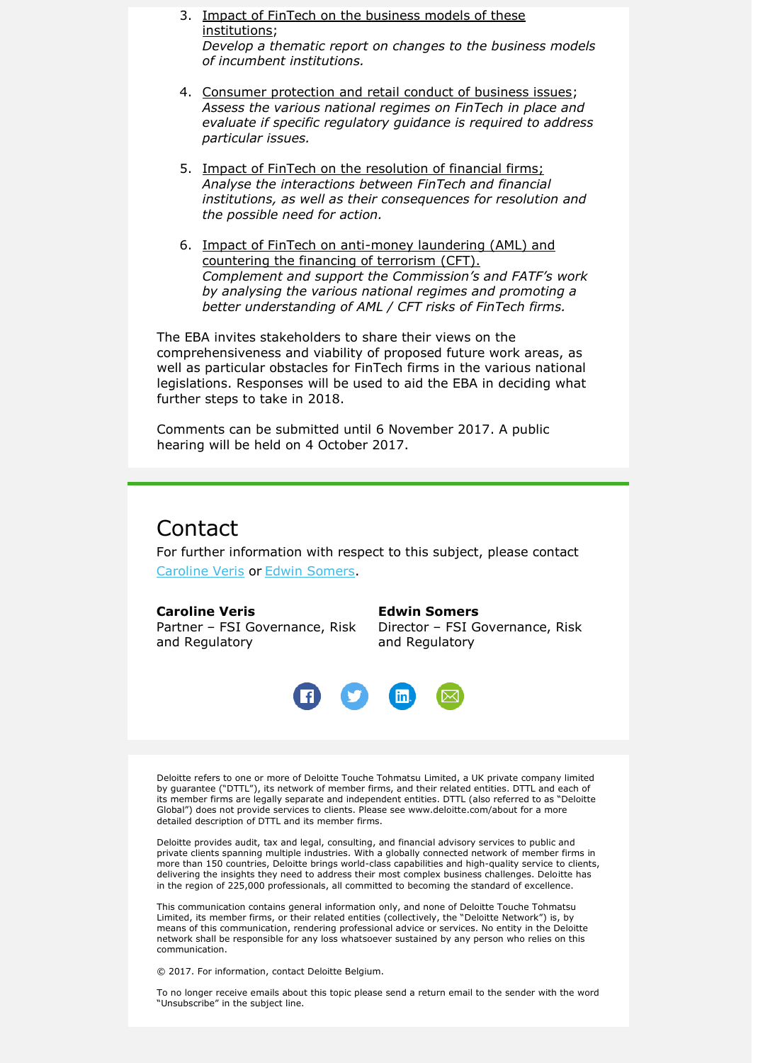3. Impact of FinTech on the business models of these institutions;
   *Develop a thematic report on changes to the business models of incumbent institutions.*

4. Consumer protection and retail conduct of business issues;
   *Assess the various national regimes on FinTech in place and evaluate if specific regulatory guidance is required to address particular issues.*

5. Impact of FinTech on the resolution of financial firms;
   *Analyse the interactions between FinTech and financial institutions, as well as their consequences for resolution and the possible need for action.*

6. Impact of FinTech on anti-money laundering (AML) and countering the financing of terrorism (CFT).
   *Complement and support the Commission's and FATF's work by analysing the various national regimes and promoting a better understanding of AML / CFT risks of FinTech firms.*

The EBA invites stakeholders to share their views on the comprehensiveness and viability of proposed future work areas, as well as particular obstacles for FinTech firms in the various national legislations. Responses will be used to aid the EBA in deciding what further steps to take in 2018.

Comments can be submitted until 6 November 2017. A public hearing will be held on 4 October 2017.

## Contact

For further information with respect to this subject, please contact Caroline Veris or Edwin Somers.

**Caroline Veris**
Partner – FSI Governance, Risk and Regulatory

**Edwin Somers**
Director – FSI Governance, Risk and Regulatory

Deloitte refers to one or more of Deloitte Touche Tohmatsu Limited, a UK private company limited by guarantee ("DTTL"), its network of member firms, and their related entities. DTTL and each of its member firms are legally separate and independent entities. DTTL (also referred to as "Deloitte Global") does not provide services to clients. Please see www.deloitte.com/about for a more detailed description of DTTL and its member firms.

Deloitte provides audit, tax and legal, consulting, and financial advisory services to public and private clients spanning multiple industries. With a globally connected network of member firms in more than 150 countries, Deloitte brings world-class capabilities and high-quality service to clients, delivering the insights they need to address their most complex business challenges. Deloitte has in the region of 225,000 professionals, all committed to becoming the standard of excellence.

This communication contains general information only, and none of Deloitte Touche Tohmatsu Limited, its member firms, or their related entities (collectively, the "Deloitte Network") is, by means of this communication, rendering professional advice or services. No entity in the Deloitte network shall be responsible for any loss whatsoever sustained by any person who relies on this communication.

© 2017. For information, contact Deloitte Belgium.

To no longer receive emails about this topic please send a return email to the sender with the word "Unsubscribe" in the subject line.